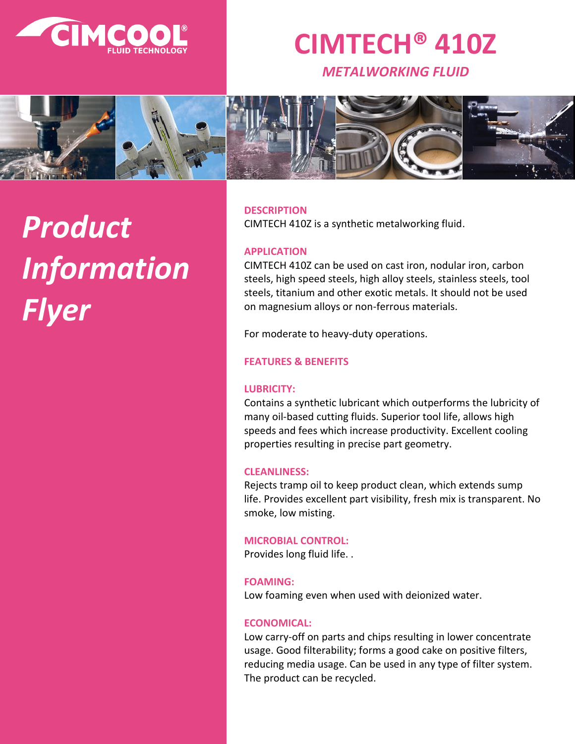CIMCOOL® FLUID TECHNOLOGY

# CIMTECH® 410Z

*METALWORKING FLUID*

*Product Information Flyer*

## DESCRIPTION

CIMTECH 410Z is a synthetic metalworking fluid.

## APPLICATION

CIMTECH 410Z can be used on cast iron, nodular iron, carbon steels, high speed steels, high alloy steels, stainless steels, tool steels, titanium and other exotic metals. It should not be used on magnesium alloys or non-ferrous materials.

For moderate to heavy-duty operations.

## FEATURES & BENEFITS

### LUBRICITY:

Contains a synthetic lubricant which outperforms the lubricity of many oil-based cutting fluids. Superior tool life, allows high speeds and fees which increase productivity. Excellent cooling properties resulting in precise part geometry.

### CLEANLINESS:

Rejects tramp oil to keep product clean, which extends sump life. Provides excellent part visibility, fresh mix is transparent. No smoke, low misting.

### MICROBIAL CONTROL:

Provides long fluid life. .

### FOAMING:

Low foaming even when used with deionized water.

### ECONOMICAL:

Low carry-off on parts and chips resulting in lower concentrate usage. Good filterability; forms a good cake on positive filters, reducing media usage. Can be used in any type of filter system. The product can be recycled.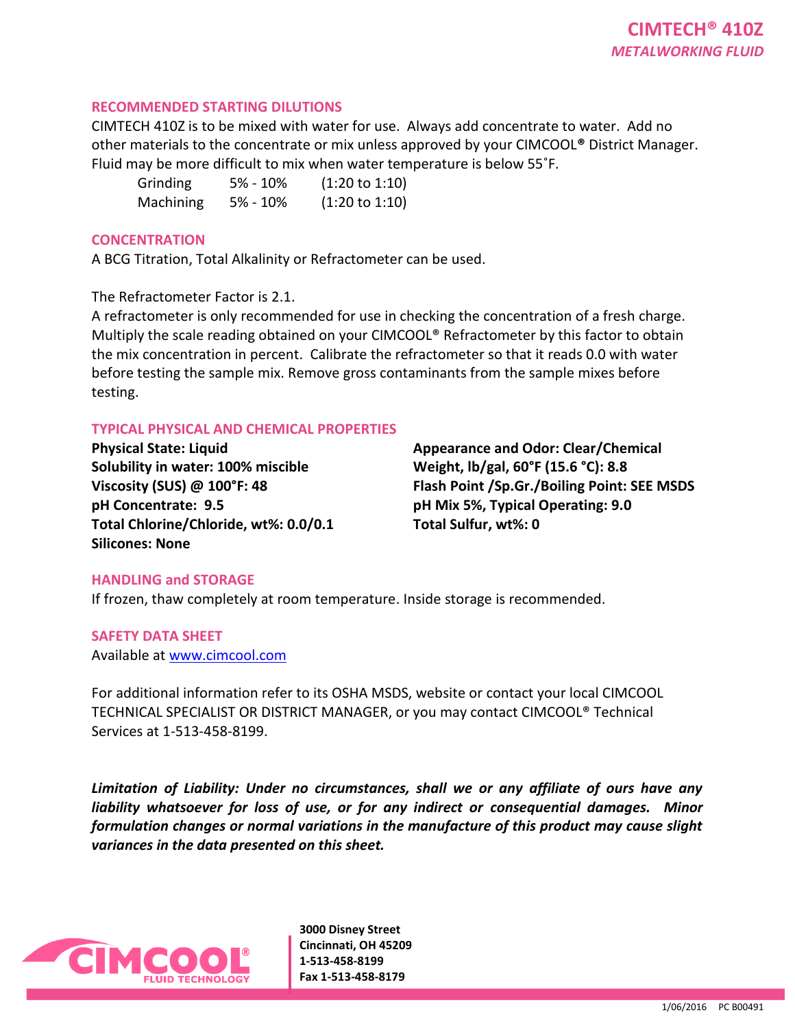## RECOMMENDED STARTING DILUTIONS

CIMTECH 410Z is to be mixed with water for use. Always add concentrate to water. Add no other materials to the concentrate or mix unless approved by your CIMCOOL**®** District Manager. Fluid may be more difficult to mix when water temperature is below 55˚F.

| | | |
|---|---|---|
| Grinding | 5% - 10% | (1:20 to 1:10) |
| Machining | 5% - 10% | (1:20 to 1:10) |

## CONCENTRATION

A BCG Titration, Total Alkalinity or Refractometer can be used.

The Refractometer Factor is 2.1.

A refractometer is only recommended for use in checking the concentration of a fresh charge. Multiply the scale reading obtained on your CIMCOOL® Refractometer by this factor to obtain the mix concentration in percent. Calibrate the refractometer so that it reads 0.0 with water before testing the sample mix. Remove gross contaminants from the sample mixes before testing.

## TYPICAL PHYSICAL AND CHEMICAL PROPERTIES

**Physical State: Liquid**
**Solubility in water: 100% miscible**
**Viscosity (SUS) @ 100°F: 48**
**pH Concentrate: 9.5**
**Total Chlorine/Chloride, wt%: 0.0/0.1**
**Silicones: None**

**Appearance and Odor: Clear/Chemical**
**Weight, lb/gal, 60°F (15.6 °C): 8.8**
**Flash Point /Sp.Gr./Boiling Point: SEE MSDS**
**pH Mix 5%, Typical Operating: 9.0**
**Total Sulfur, wt%: 0**

## HANDLING and STORAGE

If frozen, thaw completely at room temperature. Inside storage is recommended.

## SAFETY DATA SHEET

Available at www.cimcool.com

For additional information refer to its OSHA MSDS, website or contact your local CIMCOOL TECHNICAL SPECIALIST OR DISTRICT MANAGER, or you may contact CIMCOOL® Technical Services at 1-513-458-8199.

***Limitation of Liability: Under no circumstances, shall we or any affiliate of ours have any liability whatsoever for loss of use, or for any indirect or consequential damages. Minor formulation changes or normal variations in the manufacture of this product may cause slight variances in the data presented on this sheet.***

CIMCOOL® FLUID TECHNOLOGY

**3000 Disney Street**
**Cincinnati, OH 45209**
**1-513-458-8199**
**Fax 1-513-458-8179**

1/06/2016 PC B00491